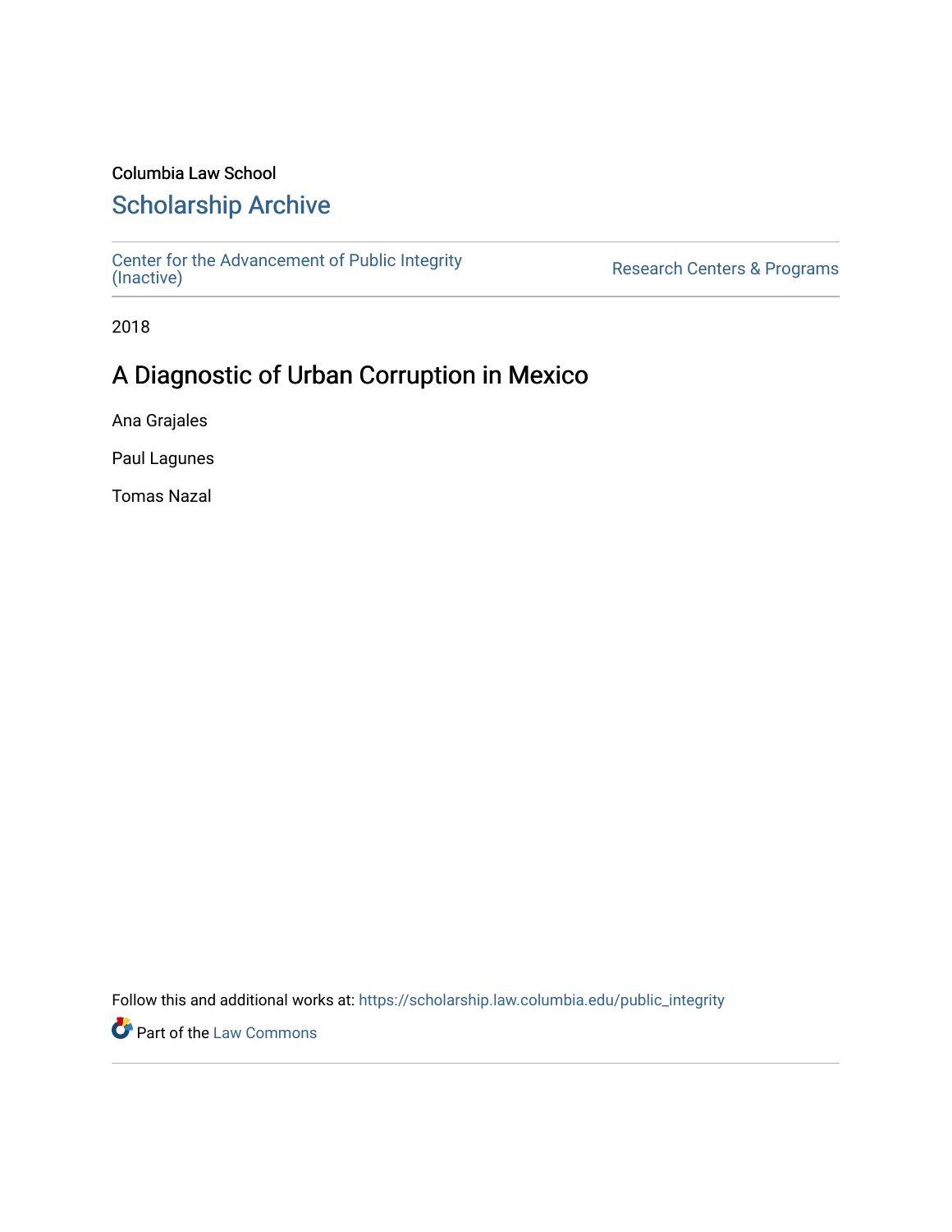Columbia Law School

# Scholarship Archive

Center for the Advancement of Public Integrity (Inactive) | Research Centers & Programs

2018

## A Diagnostic of Urban Corruption in Mexico

Ana Grajales

Paul Lagunes

Tomas Nazal

Follow this and additional works at: https://scholarship.law.columbia.edu/public_integrity

Part of the Law Commons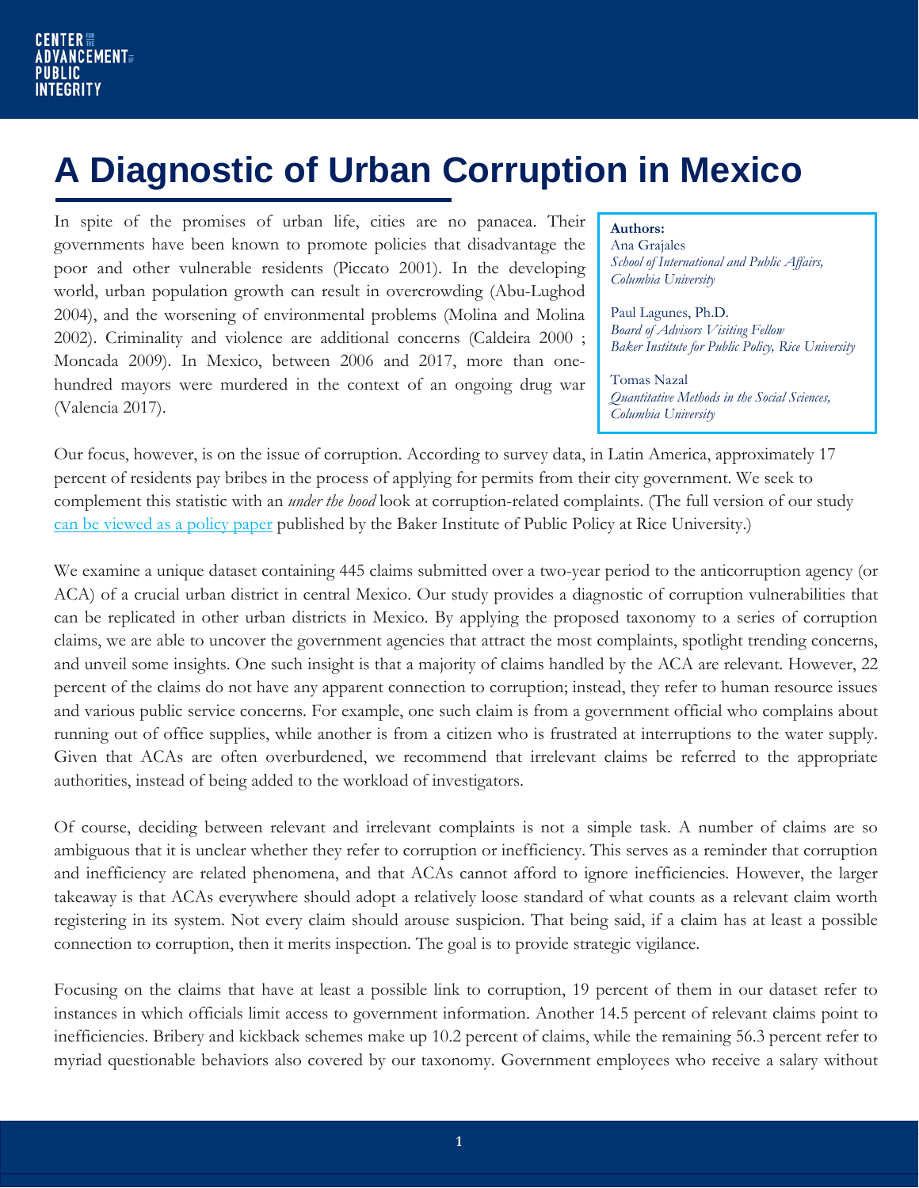# A Diagnostic of Urban Corruption in Mexico

**Authors:**
Ana Grajales
*School of International and Public Affairs, Columbia University*

Paul Lagunes, Ph.D.
*Board of Advisors Visiting Fellow*
*Baker Institute for Public Policy, Rice University*

Tomas Nazal
*Quantitative Methods in the Social Sciences, Columbia University*

In spite of the promises of urban life, cities are no panacea. Their governments have been known to promote policies that disadvantage the poor and other vulnerable residents (Piccato 2001). In the developing world, urban population growth can result in overcrowding (Abu-Lughod 2004), and the worsening of environmental problems (Molina and Molina 2002). Criminality and violence are additional concerns (Caldeira 2000 ; Moncada 2009). In Mexico, between 2006 and 2017, more than one-hundred mayors were murdered in the context of an ongoing drug war (Valencia 2017).

Our focus, however, is on the issue of corruption. According to survey data, in Latin America, approximately 17 percent of residents pay bribes in the process of applying for permits from their city government. We seek to complement this statistic with an *under the hood* look at corruption-related complaints. (The full version of our study [can be viewed as a policy paper] published by the Baker Institute of Public Policy at Rice University.)

We examine a unique dataset containing 445 claims submitted over a two-year period to the anticorruption agency (or ACA) of a crucial urban district in central Mexico. Our study provides a diagnostic of corruption vulnerabilities that can be replicated in other urban districts in Mexico. By applying the proposed taxonomy to a series of corruption claims, we are able to uncover the government agencies that attract the most complaints, spotlight trending concerns, and unveil some insights. One such insight is that a majority of claims handled by the ACA are relevant. However, 22 percent of the claims do not have any apparent connection to corruption; instead, they refer to human resource issues and various public service concerns. For example, one such claim is from a government official who complains about running out of office supplies, while another is from a citizen who is frustrated at interruptions to the water supply. Given that ACAs are often overburdened, we recommend that irrelevant claims be referred to the appropriate authorities, instead of being added to the workload of investigators.

Of course, deciding between relevant and irrelevant complaints is not a simple task. A number of claims are so ambiguous that it is unclear whether they refer to corruption or inefficiency. This serves as a reminder that corruption and inefficiency are related phenomena, and that ACAs cannot afford to ignore inefficiencies. However, the larger takeaway is that ACAs everywhere should adopt a relatively loose standard of what counts as a relevant claim worth registering in its system. Not every claim should arouse suspicion. That being said, if a claim has at least a possible connection to corruption, then it merits inspection. The goal is to provide strategic vigilance.

Focusing on the claims that have at least a possible link to corruption, 19 percent of them in our dataset refer to instances in which officials limit access to government information. Another 14.5 percent of relevant claims point to inefficiencies. Bribery and kickback schemes make up 10.2 percent of claims, while the remaining 56.3 percent refer to myriad questionable behaviors also covered by our taxonomy. Government employees who receive a salary without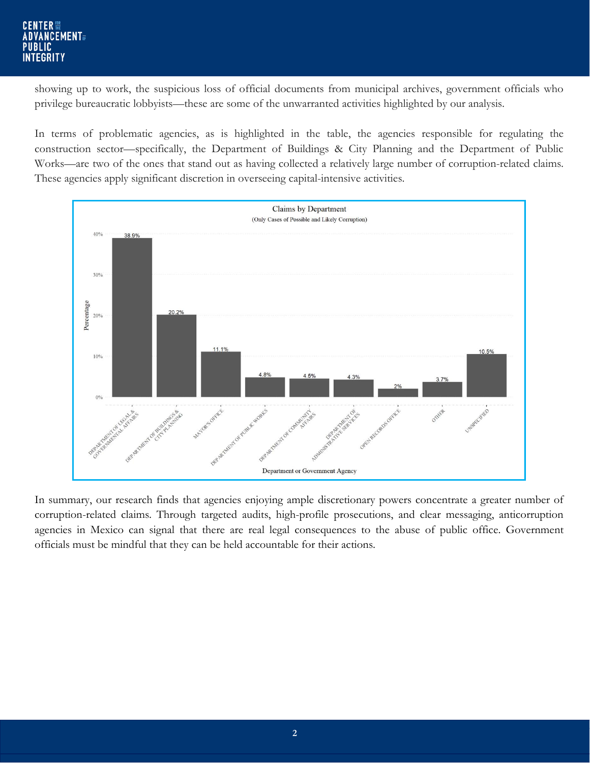showing up to work, the suspicious loss of official documents from municipal archives, government officials who privilege bureaucratic lobbyists—these are some of the unwarranted activities highlighted by our analysis.

In terms of problematic agencies, as is highlighted in the table, the agencies responsible for regulating the construction sector—specifically, the Department of Buildings & City Planning and the Department of Public Works—are two of the ones that stand out as having collected a relatively large number of corruption-related claims. These agencies apply significant discretion in overseeing capital-intensive activities.

**Claims by Department**
(Only Cases of Possible and Likely Corruption)

| Department or Government Agency | Percentage |
| --- | --- |
| Department of Legal & Governmental Affairs | 38.9% |
| Department of Buildings & City Planning | 20.2% |
| Mayor's Office | 11.1% |
| Department of Public Works | 4.8% |
| Department of Community Affairs | 4.5% |
| Department of Administrative Services | 4.3% |
| Open Records Office | 2% |
| Other | 3.7% |
| Unspecified | 10.5% |

In summary, our research finds that agencies enjoying ample discretionary powers concentrate a greater number of corruption-related claims. Through targeted audits, high-profile prosecutions, and clear messaging, anticorruption agencies in Mexico can signal that there are real legal consequences to the abuse of public office. Government officials must be mindful that they can be held accountable for their actions.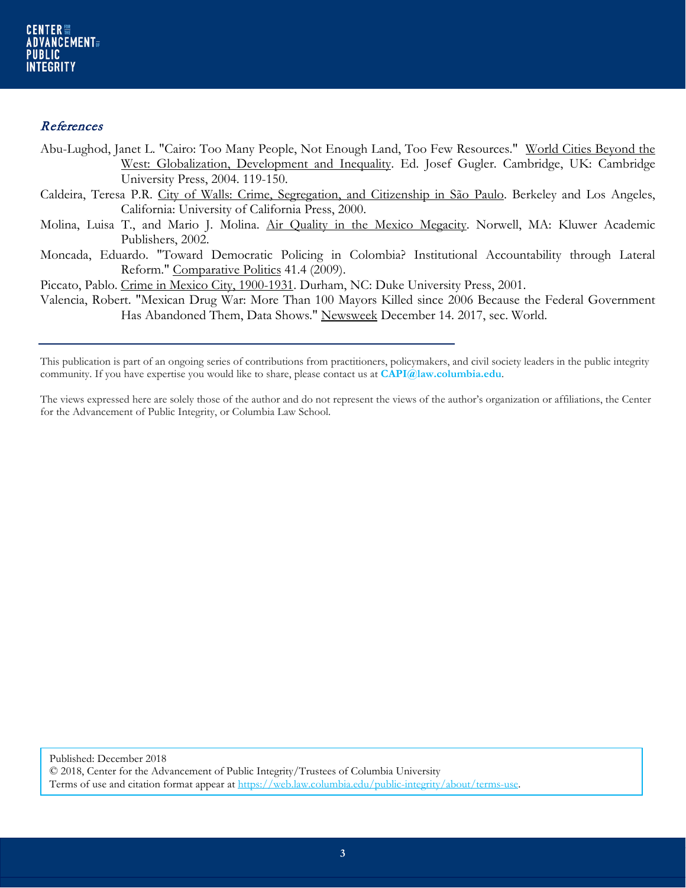## *References*

Abu-Lughod, Janet L. "Cairo: Too Many People, Not Enough Land, Too Few Resources." World Cities Beyond the West: Globalization, Development and Inequality. Ed. Josef Gugler. Cambridge, UK: Cambridge University Press, 2004. 119-150.

Caldeira, Teresa P.R. City of Walls: Crime, Segregation, and Citizenship in São Paulo. Berkeley and Los Angeles, California: University of California Press, 2000.

Molina, Luisa T., and Mario J. Molina. Air Quality in the Mexico Megacity. Norwell, MA: Kluwer Academic Publishers, 2002.

Moncada, Eduardo. "Toward Democratic Policing in Colombia? Institutional Accountability through Lateral Reform." Comparative Politics 41.4 (2009).

Piccato, Pablo. Crime in Mexico City, 1900-1931. Durham, NC: Duke University Press, 2001.

Valencia, Robert. "Mexican Drug War: More Than 100 Mayors Killed since 2006 Because the Federal Government Has Abandoned Them, Data Shows." Newsweek December 14. 2017, sec. World.

---

This publication is part of an ongoing series of contributions from practitioners, policymakers, and civil society leaders in the public integrity community. If you have expertise you would like to share, please contact us at **CAPI@law.columbia.edu**.

The views expressed here are solely those of the author and do not represent the views of the author's organization or affiliations, the Center for the Advancement of Public Integrity, or Columbia Law School.

Published: December 2018
© 2018, Center for the Advancement of Public Integrity/Trustees of Columbia University
Terms of use and citation format appear at https://web.law.columbia.edu/public-integrity/about/terms-use.